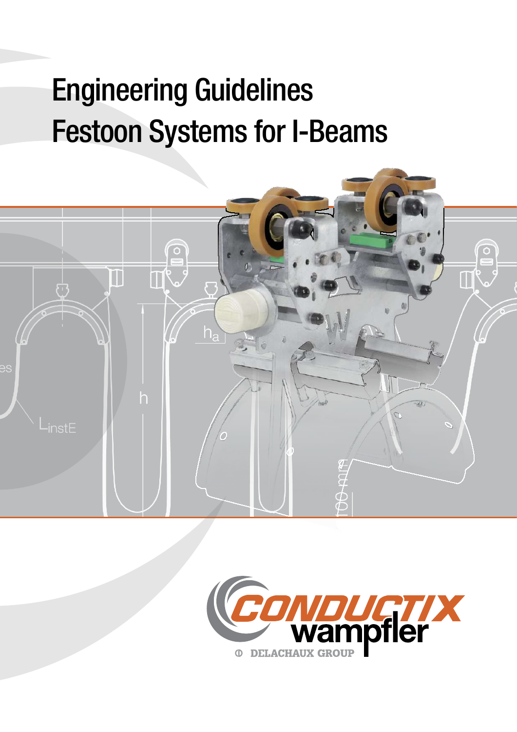# Engineering Guidelines
# Festoon Systems for I-Beams

CONDUCTIX wampfler

DELACHAUX GROUP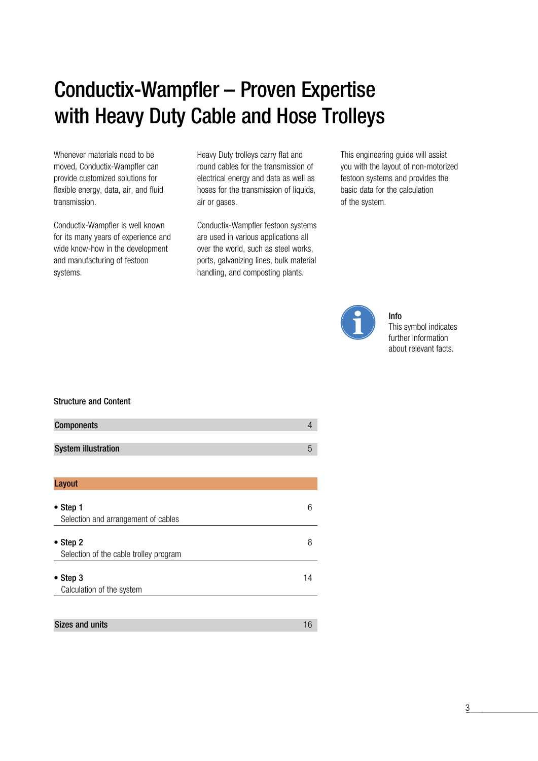# Conductix-Wampfler – Proven Expertise with Heavy Duty Cable and Hose Trolleys

Whenever materials need to be moved, Conductix-Wampfler can provide customized solutions for flexible energy, data, air, and fluid transmission.

Conductix-Wampfler is well known for its many years of experience and wide know-how in the development and manufacturing of festoon systems.

Heavy Duty trolleys carry flat and round cables for the transmission of electrical energy and data as well as hoses for the transmission of liquids, air or gases.

Conductix-Wampfler festoon systems are used in various applications all over the world, such as steel works, ports, galvanizing lines, bulk material handling, and composting plants.

This engineering guide will assist you with the layout of non-motorized festoon systems and provides the basic data for the calculation of the system.

**Info**
This symbol indicates further Information about relevant facts.

## Structure and Content

| | |
|---|---|
| **Components** | 4 |
| **System illustration** | 5 |
| **Layout** | |
| • **Step 1** Selection and arrangement of cables | 6 |
| • **Step 2** Selection of the cable trolley program | 8 |
| • **Step 3** Calculation of the system | 14 |
| **Sizes and units** | 16 |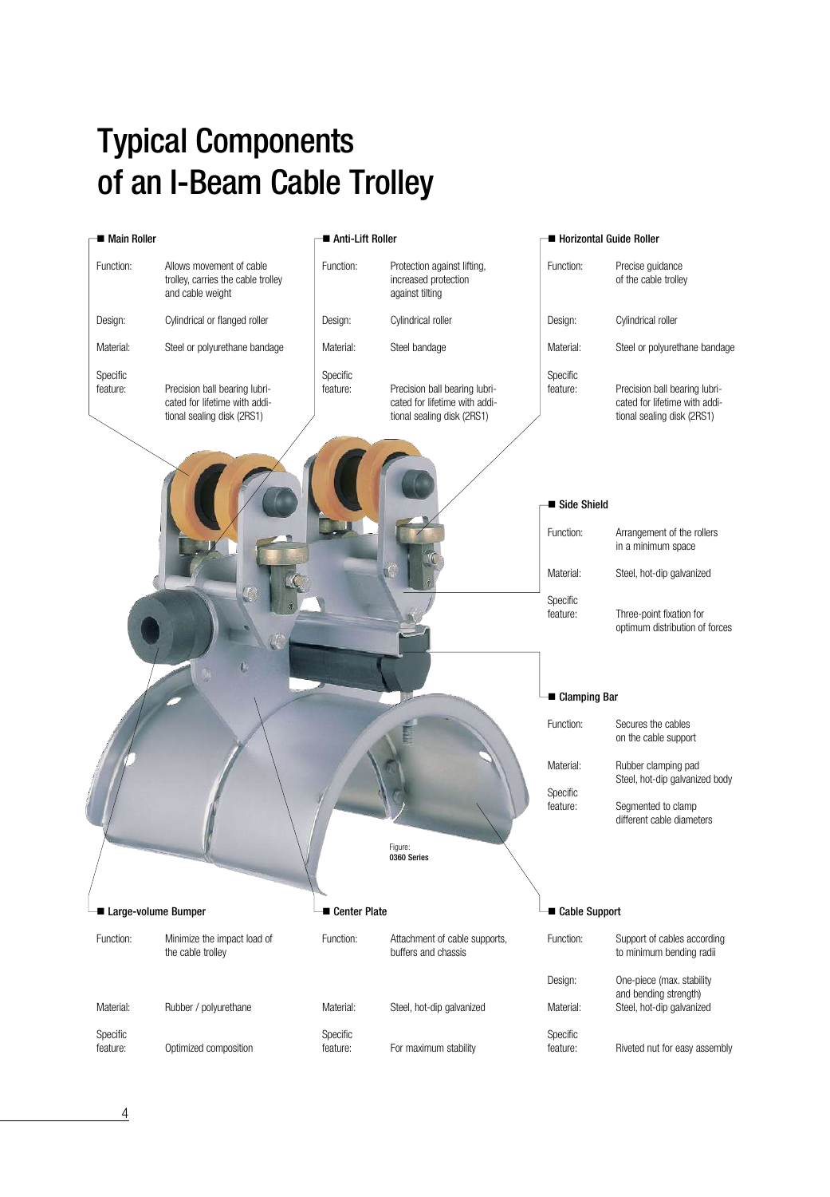# Typical Components of an I-Beam Cable Trolley

### Main Roller

| | |
|---|---|
| Function: | Allows movement of cable trolley, carries the cable trolley and cable weight |
| Design: | Cylindrical or flanged roller |
| Material: | Steel or polyurethane bandage |
| Specific feature: | Precision ball bearing lubricated for lifetime with additional sealing disk (2RS1) |

### Anti-Lift Roller

| | |
|---|---|
| Function: | Protection against lifting, increased protection against tilting |
| Design: | Cylindrical roller |
| Material: | Steel bandage |
| Specific feature: | Precision ball bearing lubricated for lifetime with additional sealing disk (2RS1) |

### Horizontal Guide Roller

| | |
|---|---|
| Function: | Precise guidance of the cable trolley |
| Design: | Cylindrical roller |
| Material: | Steel or polyurethane bandage |
| Specific feature: | Precision ball bearing lubricated for lifetime with additional sealing disk (2RS1) |

### Side Shield

| | |
|---|---|
| Function: | Arrangement of the rollers in a minimum space |
| Material: | Steel, hot-dip galvanized |
| Specific feature: | Three-point fixation for optimum distribution of forces |

### Clamping Bar

| | |
|---|---|
| Function: | Secures the cables on the cable support |
| Material: | Rubber clamping pad Steel, hot-dip galvanized body |
| Specific feature: | Segmented to clamp different cable diameters |

Figure: **0360 Series**

### Large-volume Bumper

| | |
|---|---|
| Function: | Minimize the impact load of the cable trolley |
| Material: | Rubber / polyurethane |
| Specific feature: | Optimized composition |

### Center Plate

| | |
|---|---|
| Function: | Attachment of cable supports, buffers and chassis |
| Material: | Steel, hot-dip galvanized |
| Specific feature: | For maximum stability |

### Cable Support

| | |
|---|---|
| Function: | Support of cables according to minimum bending radii |
| Design: | One-piece (max. stability and bending strength) |
| Material: | Steel, hot-dip galvanized |
| Specific feature: | Riveted nut for easy assembly |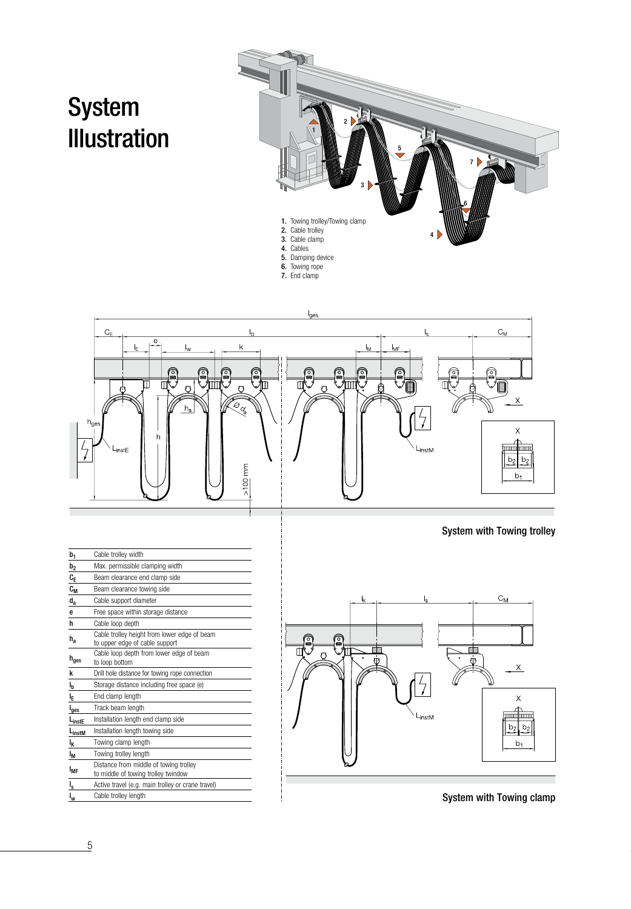# System Illustration

1. Towing trolley/Towing clamp
2. Cable trolley
3. Cable clamp
4. Cables
5. Damping device
6. Towing rope
7. End clamp

System with Towing trolley

| Symbol | Description |
|---|---|
| $b_1$ | Cable trolley width |
| $b_2$ | Max. permissible clamping width |
| $C_E$ | Beam clearance end clamp side |
| $C_M$ | Beam clearance towing side |
| $d_a$ | Cable support diameter |
| e | Free space within storage distance |
| h | Cable loop depth |
| $h_a$ | Cable trolley height from lower edge of beam to upper edge of cable support |
| $h_{ges}$ | Cable loop depth from lower edge of beam to loop bottom |
| k | Drill hole distance for towing rope connection |
| $l_b$ | Storage distance including free space (e) |
| $l_E$ | End clamp length |
| $l_{ges}$ | Track beam length |
| $L_{instE}$ | Installation length end clamp side |
| $L_{instM}$ | Installation length towing side |
| $l_K$ | Towing clamp length |
| $l_M$ | Towing trolley length |
| $l_{MF}$ | Distance from middle of towing trolley to middle of towing trolley twindow |
| $l_s$ | Active travel (e.g. main trolley or crane travel) |
| $l_w$ | Cable trolley length |

System with Towing clamp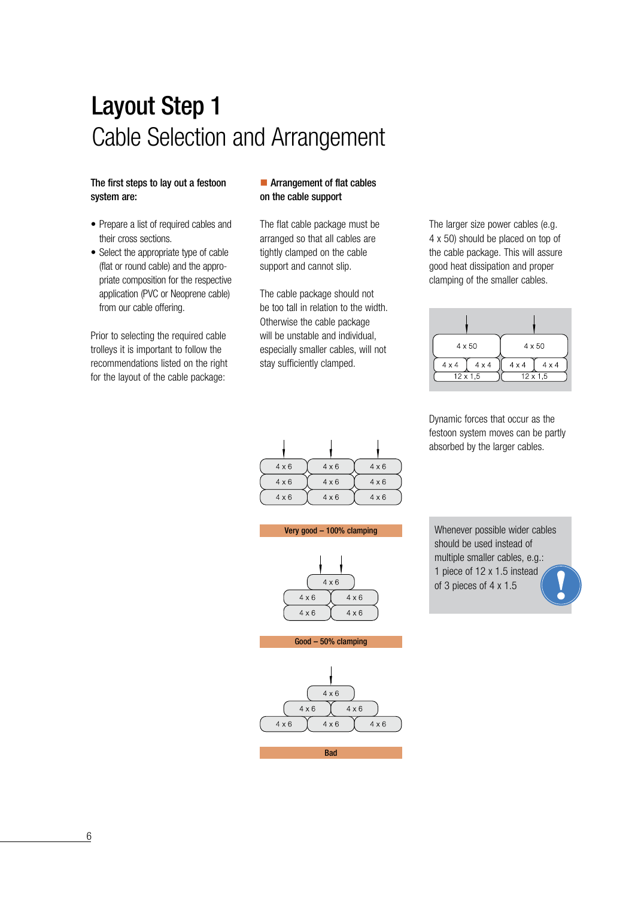# Layout Step 1

## Cable Selection and Arrangement

**The first steps to lay out a festoon system are:**

- Prepare a list of required cables and their cross sections.
- Select the appropriate type of cable (flat or round cable) and the appropriate composition for the respective application (PVC or Neoprene cable) from our cable offering.

Prior to selecting the required cable trolleys it is important to follow the recommendations listed on the right for the layout of the cable package:

### Arrangement of flat cables on the cable support

The flat cable package must be arranged so that all cables are tightly clamped on the cable support and cannot slip.

The cable package should not be too tall in relation to the width. Otherwise the cable package will be unstable and individual, especially smaller cables, will not stay sufficiently clamped.

4 x 6 | 4 x 6 | 4 x 6
4 x 6 | 4 x 6 | 4 x 6
4 x 6 | 4 x 6 | 4 x 6

**Very good – 100% clamping**

4 x 6
4 x 6 | 4 x 6
4 x 6 | 4 x 6

**Good – 50% clamping**

4 x 6
4 x 6 | 4 x 6
4 x 6 | 4 x 6 | 4 x 6

**Bad**

The larger size power cables (e.g. 4 x 50) should be placed on top of the cable package. This will assure good heat dissipation and proper clamping of the smaller cables.

4 x 50 | 4 x 50
4 x 4 | 4 x 4 | 4 x 4 | 4 x 4
12 x 1,5 | 12 x 1,5

Dynamic forces that occur as the festoon system moves can be partly absorbed by the larger cables.

Whenever possible wider cables should be used instead of multiple smaller cables, e.g.: 1 piece of 12 x 1.5 instead of 3 pieces of 4 x 1.5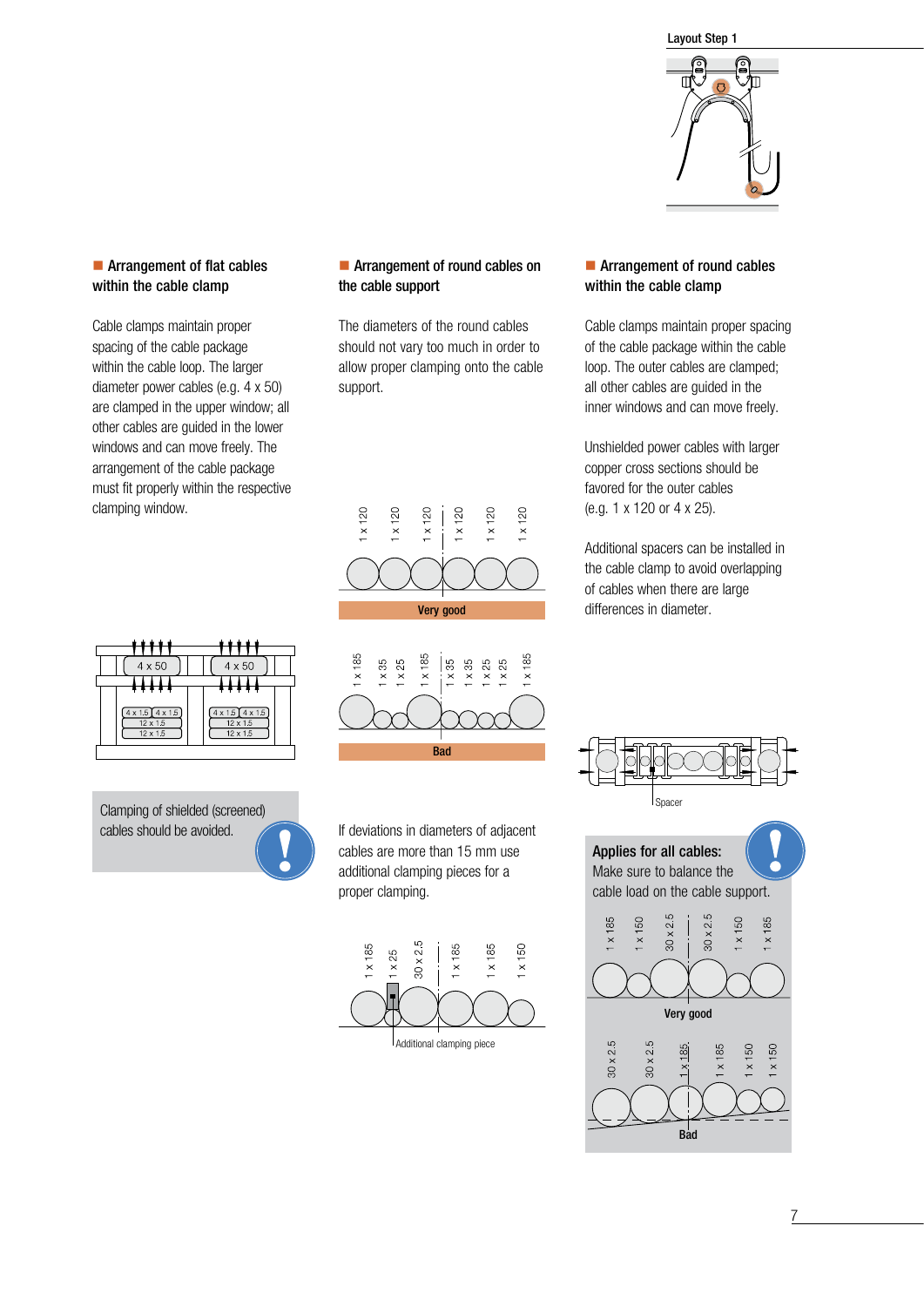Layout Step 1

## Arrangement of flat cables within the cable clamp

Cable clamps maintain proper spacing of the cable package within the cable loop. The larger diameter power cables (e.g. 4 x 50) are clamped in the upper window; all other cables are guided in the lower windows and can move freely. The arrangement of the cable package must fit properly within the respective clamping window.

Clamping of shielded (screened) cables should be avoided.

## Arrangement of round cables on the cable support

The diameters of the round cables should not vary too much in order to allow proper clamping onto the cable support.

Very good

Bad

If deviations in diameters of adjacent cables are more than 15 mm use additional clamping pieces for a proper clamping.

Additional clamping piece

## Arrangement of round cables within the cable clamp

Cable clamps maintain proper spacing of the cable package within the cable loop. The outer cables are clamped; all other cables are guided in the inner windows and can move freely.

Unshielded power cables with larger copper cross sections should be favored for the outer cables (e.g. 1 x 120 or 4 x 25).

Additional spacers can be installed in the cable clamp to avoid overlapping of cables when there are large differences in diameter.

Spacer

**Applies for all cables:**
Make sure to balance the cable load on the cable support.

Very good

Bad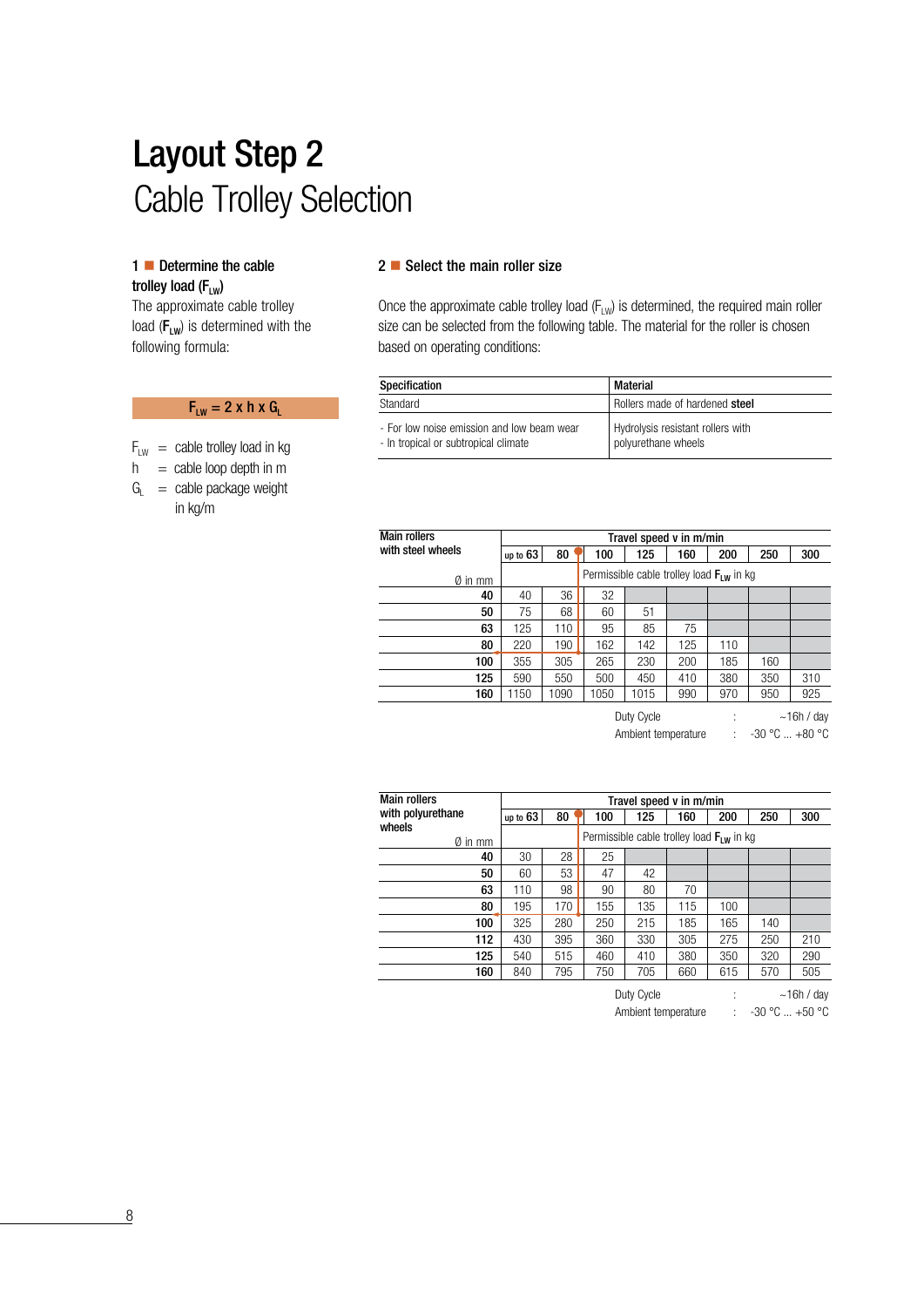# Layout Step 2

## Cable Trolley Selection

### 1 ■ Determine the cable trolley load ($F_{LW}$)

The approximate cable trolley load (**$F_{LW}$**) is determined with the following formula:

$$F_{LW} = 2 \times h \times G_L$$

$F_{LW}$ = cable trolley load in kg

$h$ = cable loop depth in m

$G_L$ = cable package weight in kg/m

### 2 ■ Select the main roller size

Once the approximate cable trolley load ($F_{LW}$) is determined, the required main roller size can be selected from the following table. The material for the roller is chosen based on operating conditions:

| Specification | Material |
|---|---|
| Standard | Rollers made of hardened **steel** |
| - For low noise emission and low beam wear<br>- In tropical or subtropical climate | Hydrolysis resistant rollers with polyurethane wheels |

| Main rollers with steel wheels | Travel speed v in m/min | | | | | | | |
|---|---|---|---|---|---|---|---|---|
| | up to 63 | 80 | 100 | 125 | 160 | 200 | 250 | 300 |
| Ø in mm | Permissible cable trolley load $F_{LW}$ in kg | | | | | | | |
| **40** | 40 | 36 | 32 | | | | | |
| **50** | 75 | 68 | 60 | 51 | | | | |
| **63** | 125 | 110 | 95 | 85 | 75 | | | |
| **80** | 220 | 190 | 162 | 142 | 125 | 110 | | |
| **100** | 355 | 305 | 265 | 230 | 200 | 185 | 160 | |
| **125** | 590 | 550 | 500 | 450 | 410 | 380 | 350 | 310 |
| **160** | 1150 | 1090 | 1050 | 1015 | 990 | 970 | 950 | 925 |

Duty Cycle : ~16h / day

Ambient temperature : -30 °C ... +80 °C

| Main rollers with polyurethane wheels | Travel speed v in m/min | | | | | | | |
|---|---|---|---|---|---|---|---|---|
| | up to 63 | 80 | 100 | 125 | 160 | 200 | 250 | 300 |
| Ø in mm | Permissible cable trolley load $F_{LW}$ in kg | | | | | | | |
| **40** | 30 | 28 | 25 | | | | | |
| **50** | 60 | 53 | 47 | 42 | | | | |
| **63** | 110 | 98 | 90 | 80 | 70 | | | |
| **80** | 195 | 170 | 155 | 135 | 115 | 100 | | |
| **100** | 325 | 280 | 250 | 215 | 185 | 165 | 140 | |
| **112** | 430 | 395 | 360 | 330 | 305 | 275 | 250 | 210 |
| **125** | 540 | 515 | 460 | 410 | 380 | 350 | 320 | 290 |
| **160** | 840 | 795 | 750 | 705 | 660 | 615 | 570 | 505 |

Duty Cycle : ~16h / day

Ambient temperature : -30 °C ... +50 °C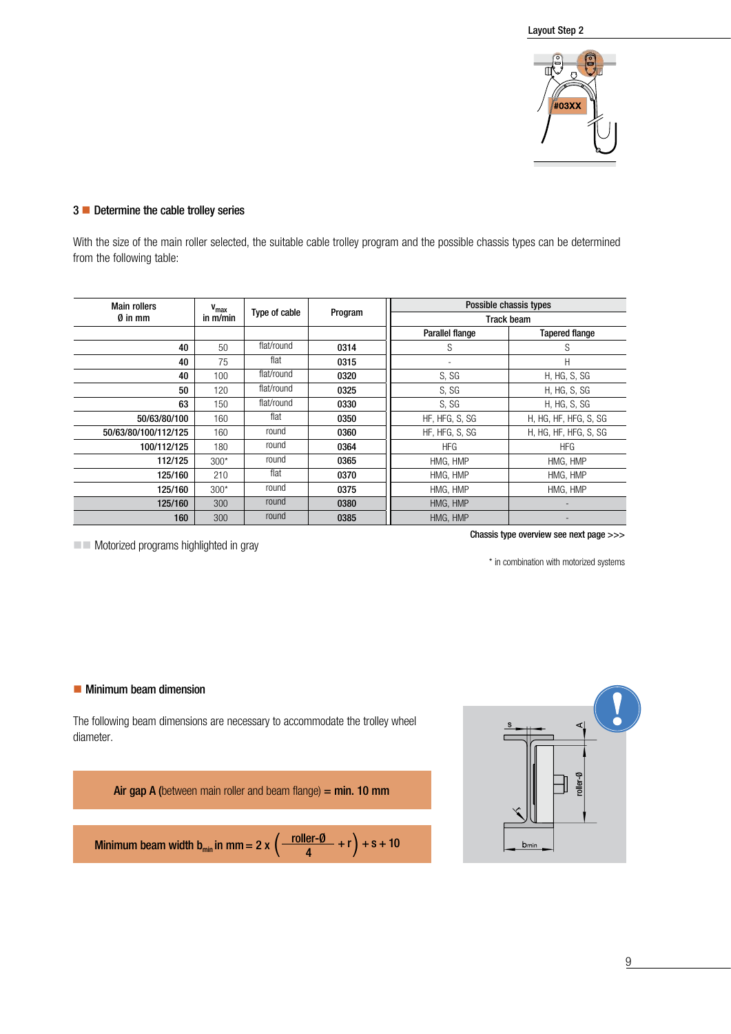Layout Step 2

## 3 ■ Determine the cable trolley series

With the size of the main roller selected, the suitable cable trolley program and the possible chassis types can be determined from the following table:

| Main rollers Ø in mm | $v_{max}$ in m/min | Type of cable | Program | Possible chassis types – Track beam: Parallel flange | Possible chassis types – Track beam: Tapered flange |
|---|---|---|---|---|---|
| 40 | 50 | flat/round | 0314 | S | S |
| 40 | 75 | flat | 0315 | - | H |
| 40 | 100 | flat/round | 0320 | S, SG | H, HG, S, SG |
| 50 | 120 | flat/round | 0325 | S, SG | H, HG, S, SG |
| 63 | 150 | flat/round | 0330 | S, SG | H, HG, S, SG |
| 50/63/80/100 | 160 | flat | 0350 | HF, HFG, S, SG | H, HG, HF, HFG, S, SG |
| 50/63/80/100/112/125 | 160 | round | 0360 | HF, HFG, S, SG | H, HG, HF, HFG, S, SG |
| 100/112/125 | 180 | round | 0364 | HFG | HFG |
| 112/125 | 300* | round | 0365 | HMG, HMP | HMG, HMP |
| 125/160 | 210 | flat | 0370 | HMG, HMP | HMG, HMP |
| 125/160 | 300* | round | 0375 | HMG, HMP | HMG, HMP |
| 125/160 | 300 | round | 0380 | HMG, HMP | - |
| 160 | 300 | round | 0385 | HMG, HMP | - |

■■ Motorized programs highlighted in gray

Chassis type overview see next page >>>

\* in combination with motorized systems

## ■ Minimum beam dimension

The following beam dimensions are necessary to accommodate the trolley wheel diameter.

**Air gap A** (between main roller and beam flange) **= min. 10 mm**

**Minimum beam width** $b_{min}$ **in mm** $= 2 \times \left( \frac{\text{roller-Ø}}{4} + r \right) + s + 10$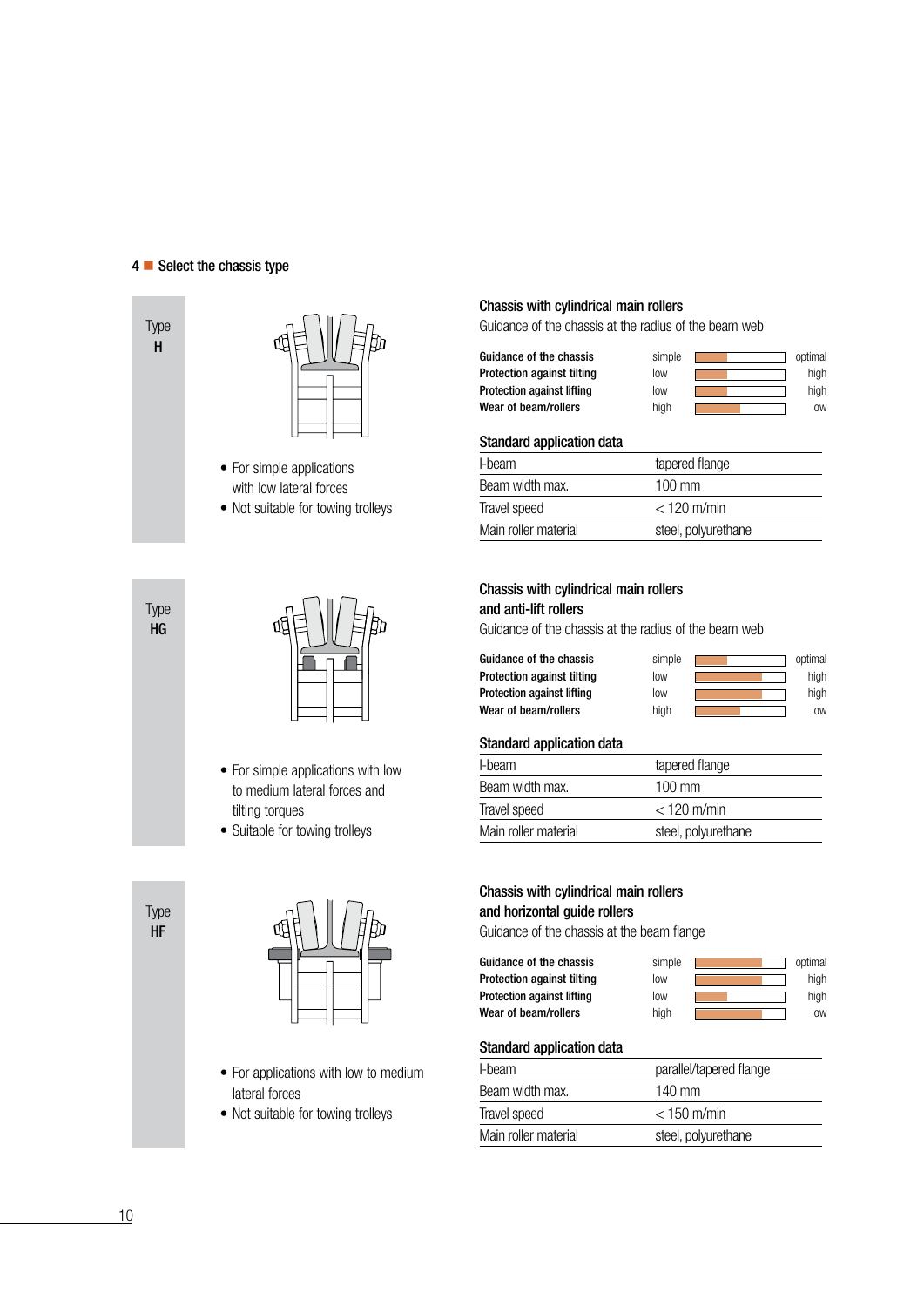## 4 Select the chassis type

### Type H

- For simple applications with low lateral forces
- Not suitable for towing trolleys

**Chassis with cylindrical main rollers**

Guidance of the chassis at the radius of the beam web

| | | | |
|---|---|---|---|
| **Guidance of the chassis** | simple | | optimal |
| **Protection against tilting** | low | | high |
| **Protection against lifting** | low | | high |
| **Wear of beam/rollers** | high | | low |

**Standard application data**

| | |
|---|---|
| I-beam | tapered flange |
| Beam width max. | 100 mm |
| Travel speed | < 120 m/min |
| Main roller material | steel, polyurethane |

### Type HG

- For simple applications with low to medium lateral forces and tilting torques
- Suitable for towing trolleys

**Chassis with cylindrical main rollers and anti-lift rollers**

Guidance of the chassis at the radius of the beam web

| | | | |
|---|---|---|---|
| **Guidance of the chassis** | simple | | optimal |
| **Protection against tilting** | low | | high |
| **Protection against lifting** | low | | high |
| **Wear of beam/rollers** | high | | low |

**Standard application data**

| | |
|---|---|
| I-beam | tapered flange |
| Beam width max. | 100 mm |
| Travel speed | < 120 m/min |
| Main roller material | steel, polyurethane |

### Type HF

- For applications with low to medium lateral forces
- Not suitable for towing trolleys

**Chassis with cylindrical main rollers and horizontal guide rollers**

Guidance of the chassis at the beam flange

| | | | |
|---|---|---|---|
| **Guidance of the chassis** | simple | | optimal |
| **Protection against tilting** | low | | high |
| **Protection against lifting** | low | | high |
| **Wear of beam/rollers** | high | | low |

**Standard application data**

| | |
|---|---|
| I-beam | parallel/tapered flange |
| Beam width max. | 140 mm |
| Travel speed | < 150 m/min |
| Main roller material | steel, polyurethane |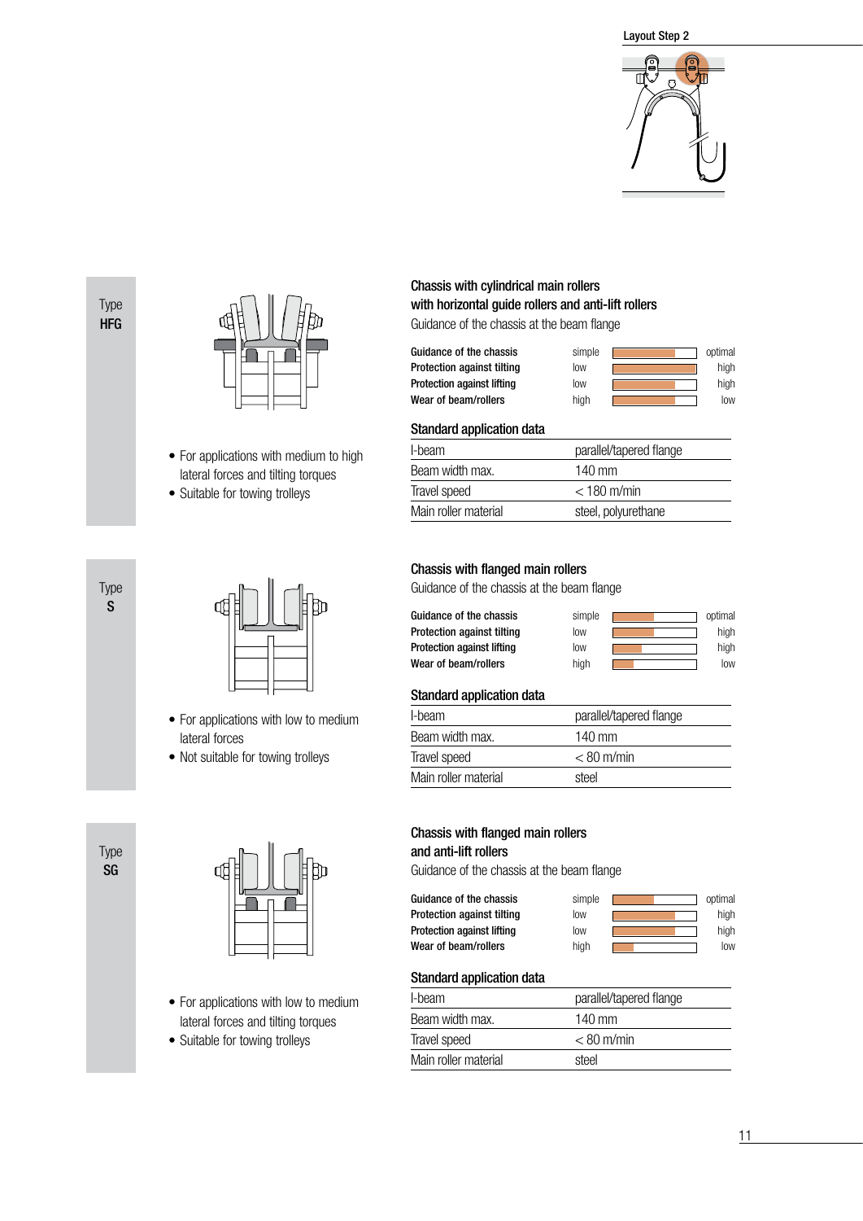Layout Step 2

Type
**HFG**

- For applications with medium to high lateral forces and tilting torques
- Suitable for towing trolleys

### Chassis with cylindrical main rollers with horizontal guide rollers and anti-lift rollers

Guidance of the chassis at the beam flange

| | | | |
|---|---|---|---|
| **Guidance of the chassis** | simple | | optimal |
| **Protection against tilting** | low | | high |
| **Protection against lifting** | low | | high |
| **Wear of beam/rollers** | high | | low |

#### Standard application data

| | |
|---|---|
| I-beam | parallel/tapered flange |
| Beam width max. | 140 mm |
| Travel speed | < 180 m/min |
| Main roller material | steel, polyurethane |

Type
**S**

- For applications with low to medium lateral forces
- Not suitable for towing trolleys

### Chassis with flanged main rollers

Guidance of the chassis at the beam flange

| | | | |
|---|---|---|---|
| **Guidance of the chassis** | simple | | optimal |
| **Protection against tilting** | low | | high |
| **Protection against lifting** | low | | high |
| **Wear of beam/rollers** | high | | low |

#### Standard application data

| | |
|---|---|
| I-beam | parallel/tapered flange |
| Beam width max. | 140 mm |
| Travel speed | < 80 m/min |
| Main roller material | steel |

Type
**SG**

- For applications with low to medium lateral forces and tilting torques
- Suitable for towing trolleys

### Chassis with flanged main rollers and anti-lift rollers

Guidance of the chassis at the beam flange

| | | | |
|---|---|---|---|
| **Guidance of the chassis** | simple | | optimal |
| **Protection against tilting** | low | | high |
| **Protection against lifting** | low | | high |
| **Wear of beam/rollers** | high | | low |

#### Standard application data

| | |
|---|---|
| I-beam | parallel/tapered flange |
| Beam width max. | 140 mm |
| Travel speed | < 80 m/min |
| Main roller material | steel |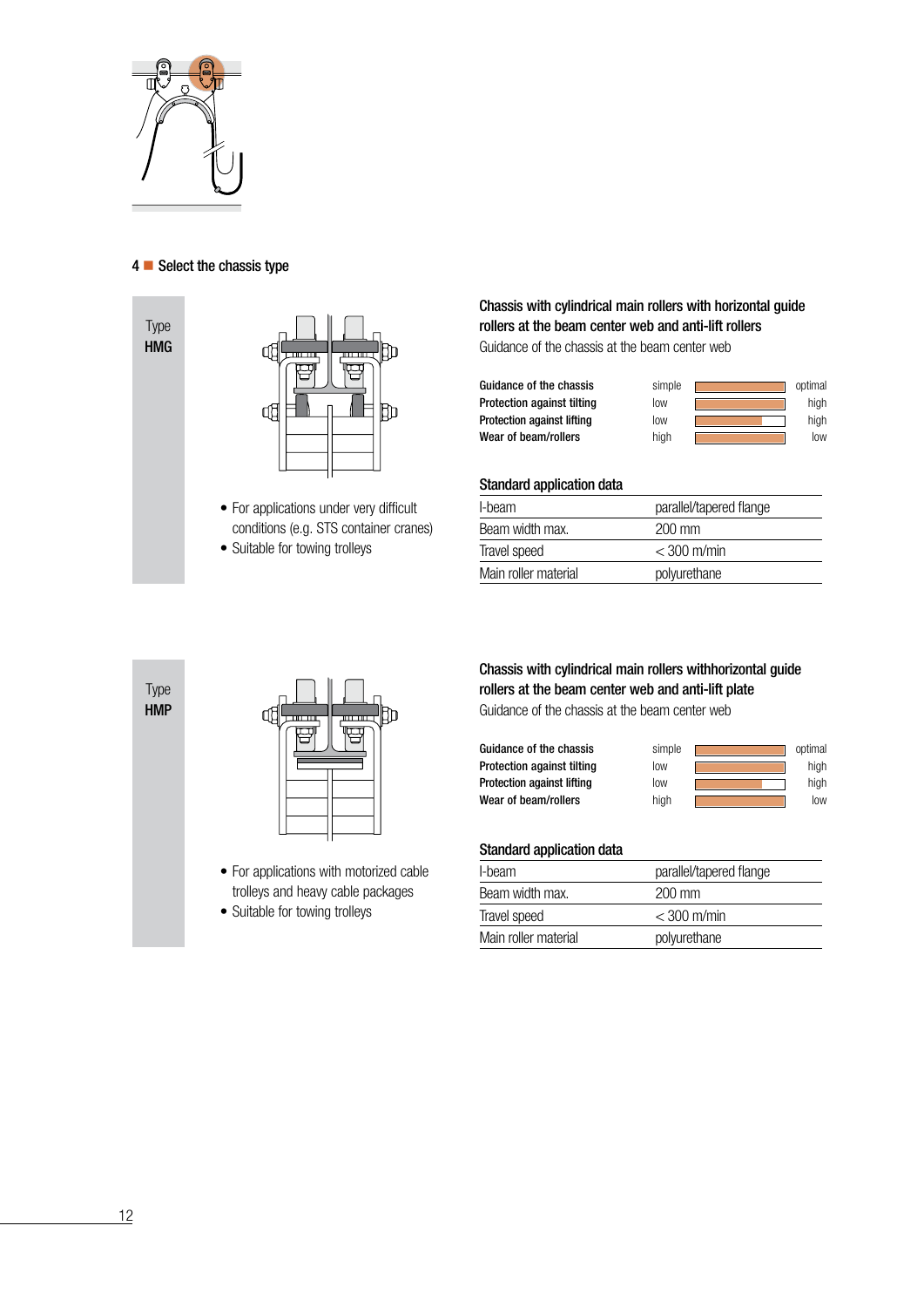## 4 ■ Select the chassis type

Type
**HMG**

- For applications under very difficult conditions (e.g. STS container cranes)
- Suitable for towing trolleys

### Chassis with cylindrical main rollers with horizontal guide rollers at the beam center web and anti-lift rollers

Guidance of the chassis at the beam center web

| | | | |
|---|---|---|---|
| **Guidance of the chassis** | simple | | optimal |
| **Protection against tilting** | low | | high |
| **Protection against lifting** | low | | high |
| **Wear of beam/rollers** | high | | low |

**Standard application data**

| | |
|---|---|
| I-beam | parallel/tapered flange |
| Beam width max. | 200 mm |
| Travel speed | < 300 m/min |
| Main roller material | polyurethane |

Type
**HMP**

- For applications with motorized cable trolleys and heavy cable packages
- Suitable for towing trolleys

### Chassis with cylindrical main rollers withhorizontal guide rollers at the beam center web and anti-lift plate

Guidance of the chassis at the beam center web

| | | | |
|---|---|---|---|
| **Guidance of the chassis** | simple | | optimal |
| **Protection against tilting** | low | | high |
| **Protection against lifting** | low | | high |
| **Wear of beam/rollers** | high | | low |

**Standard application data**

| | |
|---|---|
| I-beam | parallel/tapered flange |
| Beam width max. | 200 mm |
| Travel speed | < 300 m/min |
| Main roller material | polyurethane |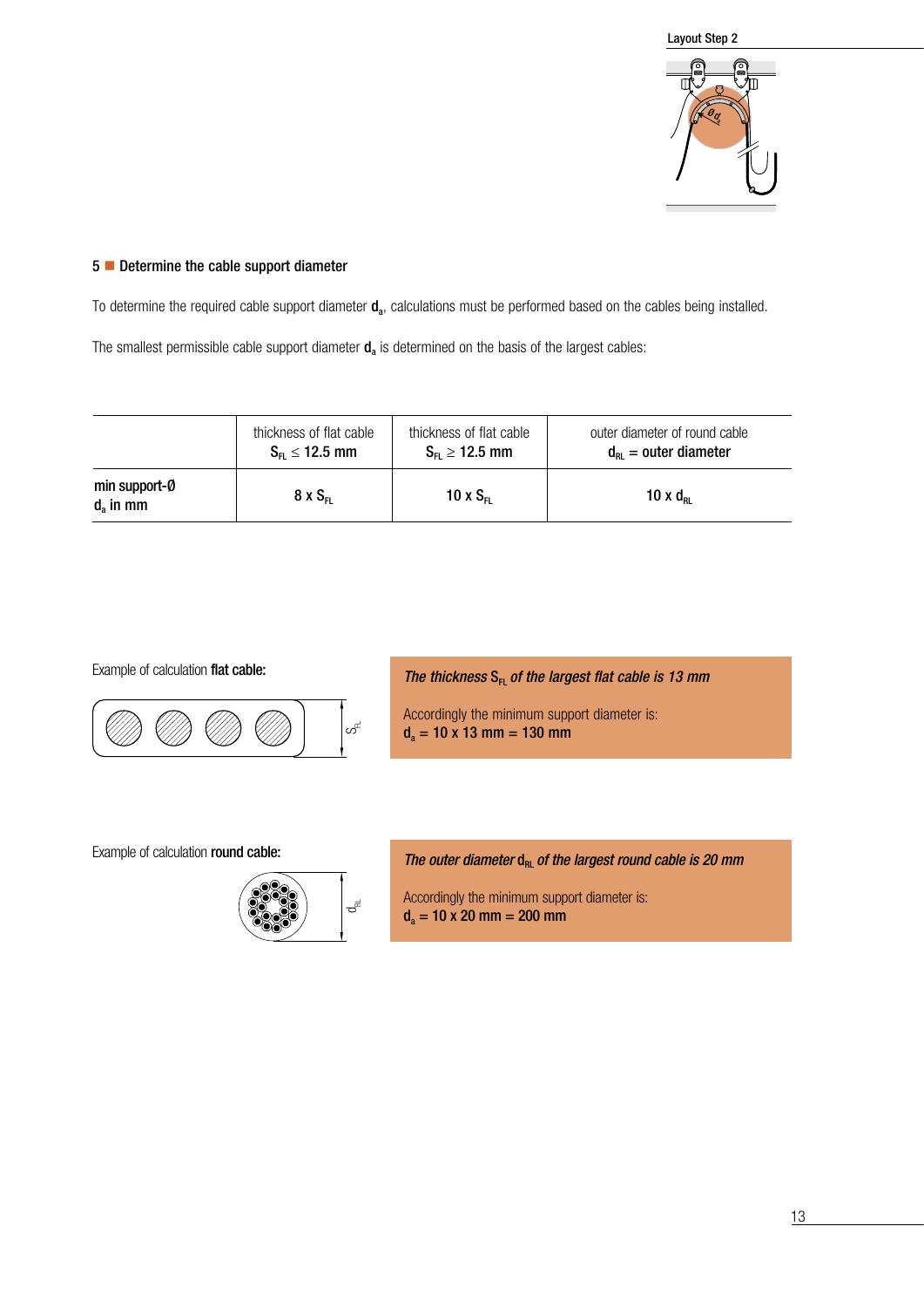Layout Step 2

## 5 ■ Determine the cable support diameter

To determine the required cable support diameter $\mathbf{d_a}$, calculations must be performed based on the cables being installed.

The smallest permissible cable support diameter $\mathbf{d_a}$ is determined on the basis of the largest cables:

| | thickness of flat cable $S_{FL} \leq 12.5$ mm | thickness of flat cable $S_{FL} \geq 12.5$ mm | outer diameter of round cable $d_{RL}$ = outer diameter |
|---|---|---|---|
| **min support-Ø $d_a$ in mm** | $8 \times S_{FL}$ | $10 \times S_{FL}$ | $10 \times d_{RL}$ |

Example of calculation **flat cable:**

***The thickness $S_{FL}$ of the largest flat cable is 13 mm***

Accordingly the minimum support diameter is:
$d_a = 10 \times 13$ mm $= 130$ mm

Example of calculation **round cable:**

***The outer diameter $d_{RL}$ of the largest round cable is 20 mm***

Accordingly the minimum support diameter is:
$d_a = 10 \times 20$ mm $= 200$ mm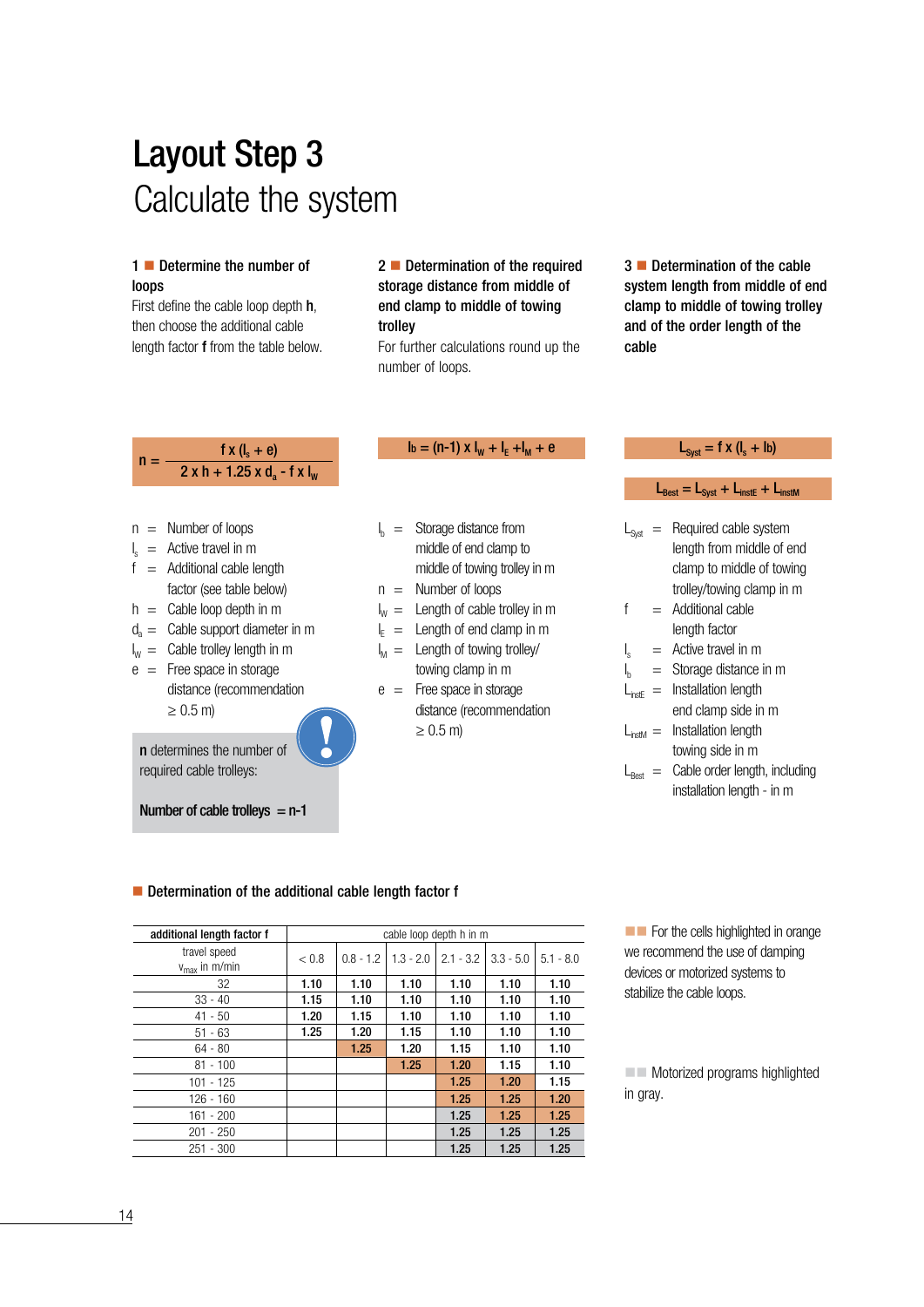# Layout Step 3

## Calculate the system

### 1 ■ Determine the number of loops

First define the cable loop depth **h**, then choose the additional cable length factor **f** from the table below.

$$n = \frac{f \times (l_s + e)}{2 \times h + 1.25 \times d_a - f \times l_W}$$

- $n$ = Number of loops
- $l_s$ = Active travel in m
- $f$ = Additional cable length factor (see table below)
- $h$ = Cable loop depth in m
- $d_a$ = Cable support diameter in m
- $l_W$ = Cable trolley length in m
- $e$ = Free space in storage distance (recommendation ≥ 0.5 m)

**n** determines the number of required cable trolleys:

**Number of cable trolleys = n-1**

### 2 ■ Determination of the required storage distance from middle of end clamp to middle of towing trolley

For further calculations round up the number of loops.

$$l_b = (n-1) \times l_W + l_E + l_M + e$$

- $l_b$ = Storage distance from middle of end clamp to middle of towing trolley in m
- $n$ = Number of loops
- $l_W$ = Length of cable trolley in m
- $l_E$ = Length of end clamp in m
- $l_M$ = Length of towing trolley/ towing clamp in m
- $e$ = Free space in storage distance (recommendation ≥ 0.5 m)

### 3 ■ Determination of the cable system length from middle of end clamp to middle of towing trolley and of the order length of the cable

$$L_{Syst} = f \times (l_s + l_b)$$

$$L_{Best} = L_{Syst} + L_{instE} + L_{instM}$$

- $L_{Syst}$ = Required cable system length from middle of end clamp to middle of towing trolley/towing clamp in m
- $f$ = Additional cable length factor
- $l_s$ = Active travel in m
- $l_b$ = Storage distance in m
- $L_{instE}$ = Installation length end clamp side in m
- $L_{instM}$ = Installation length towing side in m
- $L_{Best}$ = Cable order length, including installation length - in m

### ■ Determination of the additional cable length factor f

| additional length factor f | cable loop depth h in m | | | | | |
|---|---|---|---|---|---|---|
| travel speed $v_{max}$ in m/min | < 0.8 | 0.8 - 1.2 | 1.3 - 2.0 | 2.1 - 3.2 | 3.3 - 5.0 | 5.1 - 8.0 |
| 32 | 1.10 | 1.10 | 1.10 | 1.10 | 1.10 | 1.10 |
| 33 - 40 | 1.15 | 1.10 | 1.10 | 1.10 | 1.10 | 1.10 |
| 41 - 50 | 1.20 | 1.15 | 1.10 | 1.10 | 1.10 | 1.10 |
| 51 - 63 | 1.25 | 1.20 | 1.15 | 1.10 | 1.10 | 1.10 |
| 64 - 80 | | 1.25 | 1.20 | 1.15 | 1.10 | 1.10 |
| 81 - 100 | | | 1.25 | 1.20 | 1.15 | 1.10 |
| 101 - 125 | | | | 1.25 | 1.20 | 1.15 |
| 126 - 160 | | | | 1.25 | 1.25 | 1.20 |
| 161 - 200 | | | | 1.25 | 1.25 | 1.25 |
| 201 - 250 | | | | 1.25 | 1.25 | 1.25 |
| 251 - 300 | | | | 1.25 | 1.25 | 1.25 |

For the cells highlighted in orange we recommend the use of damping devices or motorized systems to stabilize the cable loops.

Motorized programs highlighted in gray.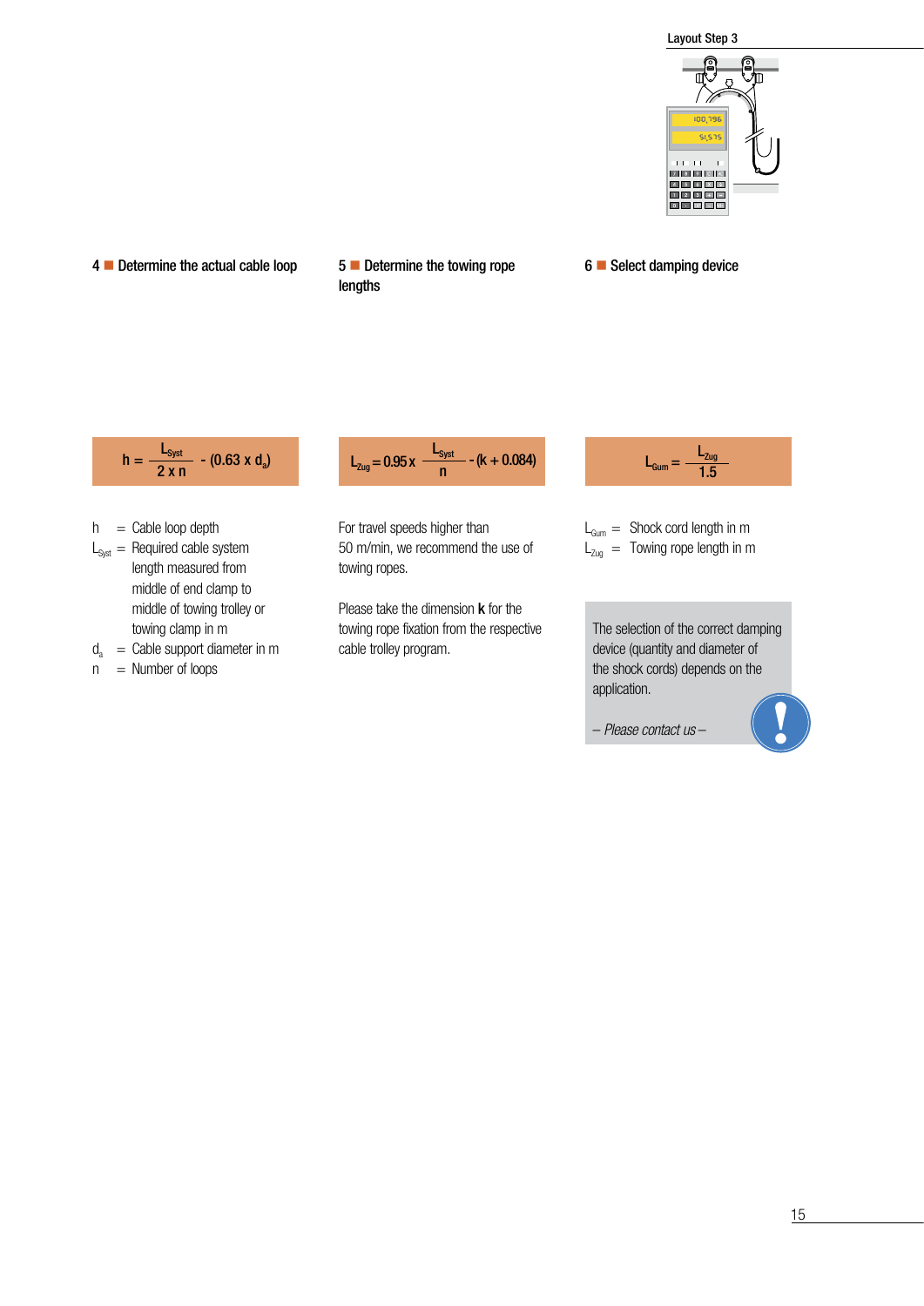Layout Step 3

## 4 ■ Determine the actual cable loop

$$h = \frac{L_{Syst}}{2 \times n} - (0.63 \times d_a)$$

$h$ = Cable loop depth

$L_{Syst}$ = Required cable system length measured from middle of end clamp to middle of towing trolley or towing clamp in m

$d_a$ = Cable support diameter in m

$n$ = Number of loops

## 5 ■ Determine the towing rope lengths

$$L_{Zug} = 0.95 \times \frac{L_{Syst}}{n} - (k + 0.084)$$

For travel speeds higher than 50 m/min, we recommend the use of towing ropes.

Please take the dimension **k** for the towing rope fixation from the respective cable trolley program.

## 6 ■ Select damping device

$$L_{Gum} = \frac{L_{Zug}}{1.5}$$

$L_{Gum}$ = Shock cord length in m

$L_{Zug}$ = Towing rope length in m

The selection of the correct damping device (quantity and diameter of the shock cords) depends on the application.

*– Please contact us –*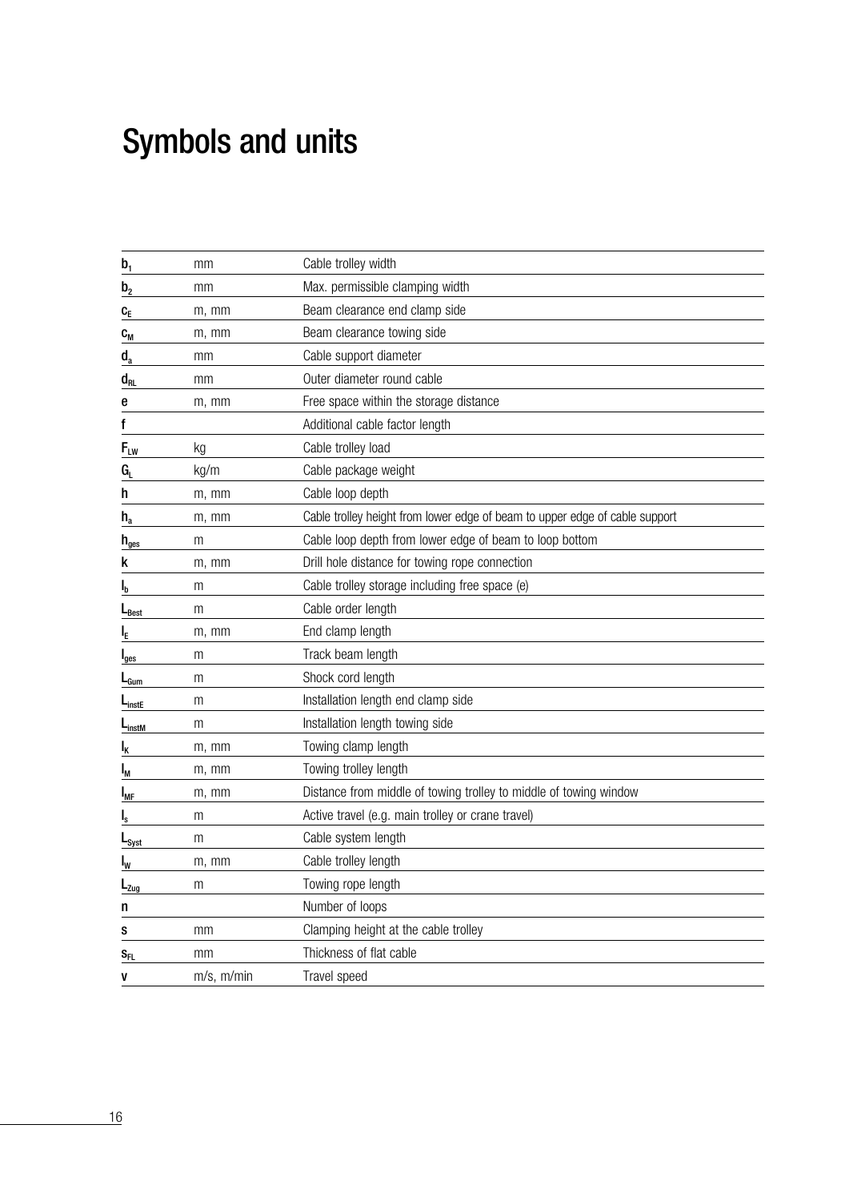# Symbols and units

| | | |
|---|---|---|
| $b_1$ | mm | Cable trolley width |
| $b_2$ | mm | Max. permissible clamping width |
| $c_E$ | m, mm | Beam clearance end clamp side |
| $c_M$ | m, mm | Beam clearance towing side |
| $d_a$ | mm | Cable support diameter |
| $d_{RL}$ | mm | Outer diameter round cable |
| $e$ | m, mm | Free space within the storage distance |
| $f$ | | Additional cable factor length |
| $F_{LW}$ | kg | Cable trolley load |
| $G_L$ | kg/m | Cable package weight |
| $h$ | m, mm | Cable loop depth |
| $h_a$ | m, mm | Cable trolley height from lower edge of beam to upper edge of cable support |
| $h_{ges}$ | m | Cable loop depth from lower edge of beam to loop bottom |
| $k$ | m, mm | Drill hole distance for towing rope connection |
| $l_b$ | m | Cable trolley storage including free space (e) |
| $L_{Best}$ | m | Cable order length |
| $l_E$ | m, mm | End clamp length |
| $l_{ges}$ | m | Track beam length |
| $L_{Gum}$ | m | Shock cord length |
| $L_{instE}$ | m | Installation length end clamp side |
| $L_{instM}$ | m | Installation length towing side |
| $l_K$ | m, mm | Towing clamp length |
| $l_M$ | m, mm | Towing trolley length |
| $l_{MF}$ | m, mm | Distance from middle of towing trolley to middle of towing window |
| $l_s$ | m | Active travel (e.g. main trolley or crane travel) |
| $L_{Syst}$ | m | Cable system length |
| $l_W$ | m, mm | Cable trolley length |
| $L_{Zug}$ | m | Towing rope length |
| $n$ | | Number of loops |
| $s$ | mm | Clamping height at the cable trolley |
| $s_{FL}$ | mm | Thickness of flat cable |
| $v$ | m/s, m/min | Travel speed |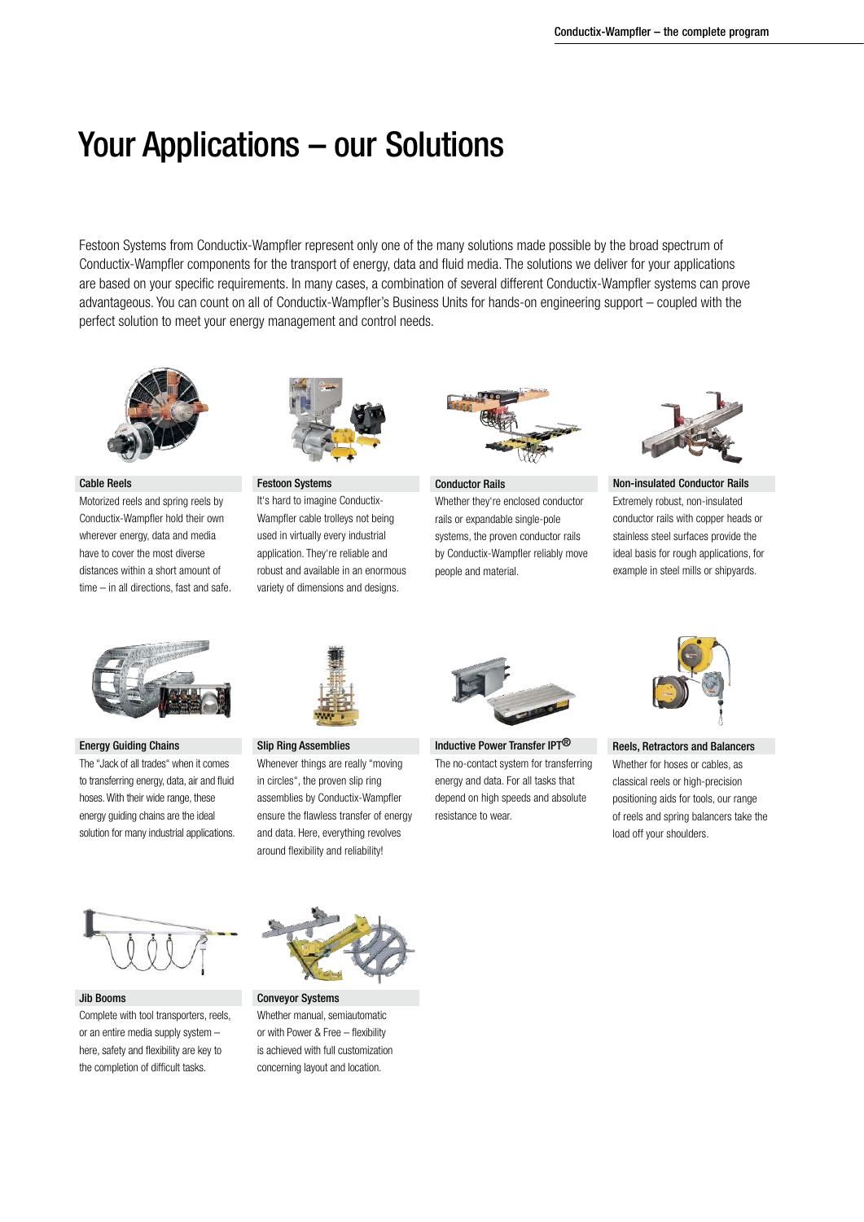# Your Applications – our Solutions

Festoon Systems from Conductix-Wampfler represent only one of the many solutions made possible by the broad spectrum of Conductix-Wampfler components for the transport of energy, data and fluid media. The solutions we deliver for your applications are based on your specific requirements. In many cases, a combination of several different Conductix-Wampfler systems can prove advantageous. You can count on all of Conductix-Wampfler's Business Units for hands-on engineering support – coupled with the perfect solution to meet your energy management and control needs.

### Cable Reels

Motorized reels and spring reels by Conductix-Wampfler hold their own wherever energy, data and media have to cover the most diverse distances within a short amount of time – in all directions, fast and safe.

### Festoon Systems

It's hard to imagine Conductix-Wampfler cable trolleys not being used in virtually every industrial application. They're reliable and robust and available in an enormous variety of dimensions and designs.

### Conductor Rails

Whether they're enclosed conductor rails or expandable single-pole systems, the proven conductor rails by Conductix-Wampfler reliably move people and material.

### Non-insulated Conductor Rails

Extremely robust, non-insulated conductor rails with copper heads or stainless steel surfaces provide the ideal basis for rough applications, for example in steel mills or shipyards.

### Energy Guiding Chains

The "Jack of all trades" when it comes to transferring energy, data, air and fluid hoses. With their wide range, these energy guiding chains are the ideal solution for many industrial applications.

### Slip Ring Assemblies

Whenever things are really "moving in circles", the proven slip ring assemblies by Conductix-Wampfler ensure the flawless transfer of energy and data. Here, everything revolves around flexibility and reliability!

### Inductive Power Transfer IPT®

The no-contact system for transferring energy and data. For all tasks that depend on high speeds and absolute resistance to wear.

### Reels, Retractors and Balancers

Whether for hoses or cables, as classical reels or high-precision positioning aids for tools, our range of reels and spring balancers take the load off your shoulders.

### Jib Booms

Complete with tool transporters, reels, or an entire media supply system – here, safety and flexibility are key to the completion of difficult tasks.

### Conveyor Systems

Whether manual, semiautomatic or with Power & Free – flexibility is achieved with full customization concerning layout and location.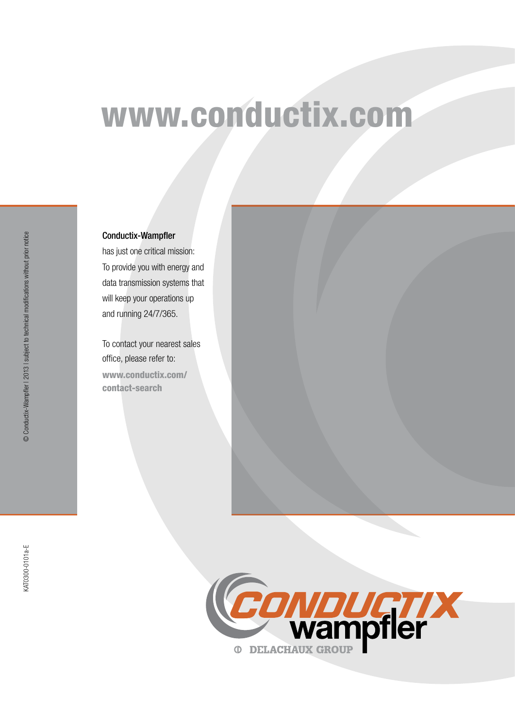# www.conductix.com

**Conductix-Wampfler**
has just one critical mission:
To provide you with energy and data transmission systems that will keep your operations up and running 24/7/365.

To contact your nearest sales office, please refer to:
**www.conductix.com/contact-search**

© Conductix-Wampfler | 2013 | subject to technical modifications without prior notice

KAT0300-0101a-E

CONDUCTIX wampfler

DELACHAUX GROUP